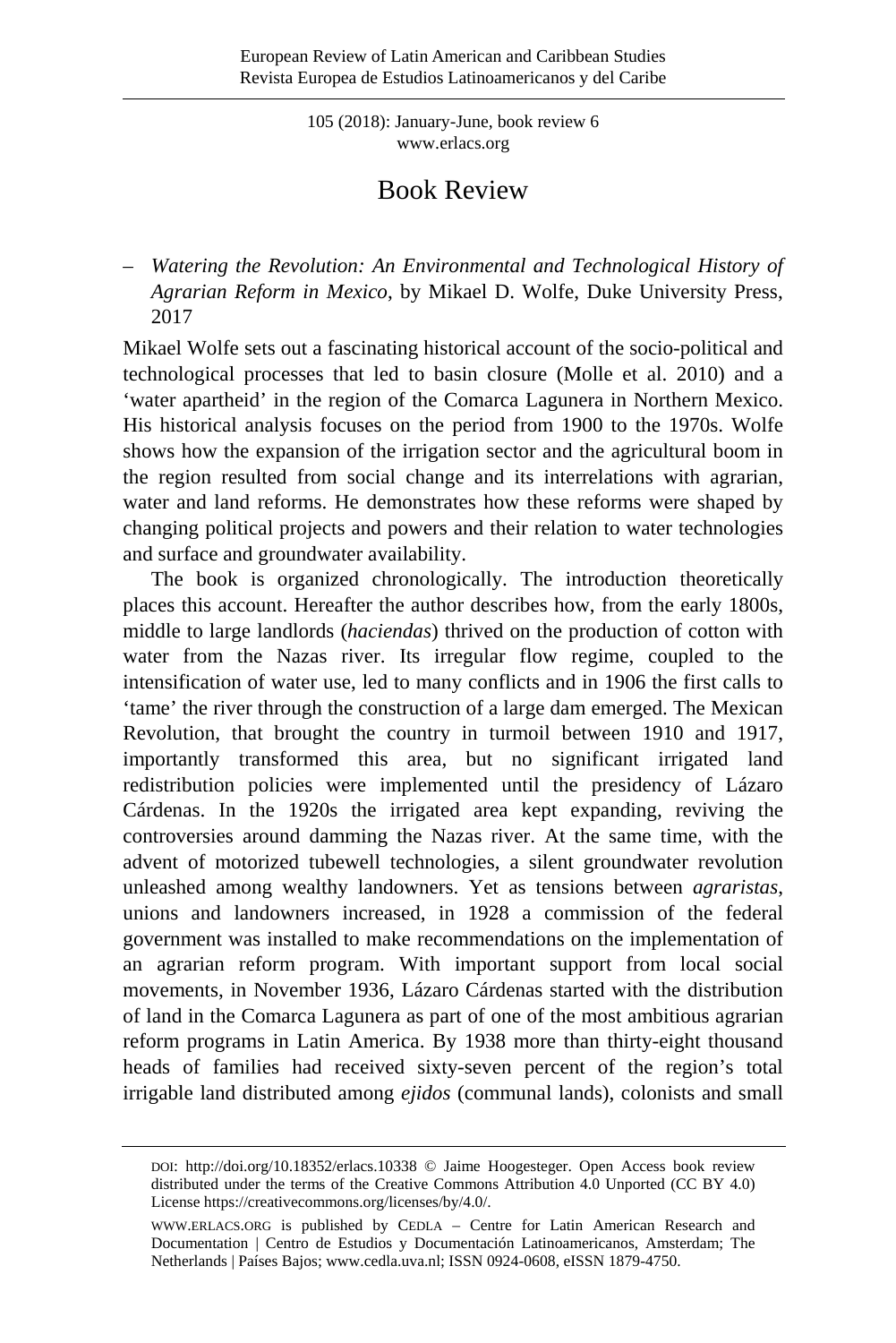# Book Review

– *Watering the Revolution: An Environmental and Technological History of Agrarian Reform in Mexico*, by Mikael D. Wolfe, Duke University Press, 2017

Mikael Wolfe sets out a fascinating historical account of the socio-political and technological processes that led to basin closure (Molle et al. 2010) and a 'water apartheid' in the region of the Comarca Lagunera in Northern Mexico. His historical analysis focuses on the period from 1900 to the 1970s. Wolfe shows how the expansion of the irrigation sector and the agricultural boom in the region resulted from social change and its interrelations with agrarian, water and land reforms. He demonstrates how these reforms were shaped by changing political projects and powers and their relation to water technologies and surface and groundwater availability.

The book is organized chronologically. The introduction theoretically places this account. Hereafter the author describes how, from the early 1800s, middle to large landlords (*haciendas*) thrived on the production of cotton with water from the Nazas river. Its irregular flow regime, coupled to the intensification of water use, led to many conflicts and in 1906 the first calls to 'tame' the river through the construction of a large dam emerged. The Mexican Revolution, that brought the country in turmoil between 1910 and 1917, importantly transformed this area, but no significant irrigated land redistribution policies were implemented until the presidency of Lázaro Cárdenas. In the 1920s the irrigated area kept expanding, reviving the controversies around damming the Nazas river. At the same time, with the advent of motorized tubewell technologies, a silent groundwater revolution unleashed among wealthy landowners. Yet as tensions between *agraristas*, unions and landowners increased, in 1928 a commission of the federal government was installed to make recommendations on the implementation of an agrarian reform program. With important support from local social movements, in November 1936, Lázaro Cárdenas started with the distribution of land in the Comarca Lagunera as part of one of the most ambitious agrarian reform programs in Latin America. By 1938 more than thirty-eight thousand heads of families had received sixty-seven percent of the region's total irrigable land distributed among *ejidos* (communal lands), colonists and small

DOI: http://doi.org/10.18352/erlacs.10338 © Jaime Hoogesteger. Open Access book review distributed under the terms of the Creative Commons Attribution 4.0 Unported (CC BY 4.0) License https://creativecommons.org/licenses/by/4.0/.

WWW.ERLACS.ORG is published by CEDLA – Centre for Latin American Research and Documentation | Centro de Estudios y Documentación Latinoamericanos, Amsterdam; The Netherlands | Países Bajos; www.cedla.uva.nl; ISSN 0924-0608, eISSN 1879-4750.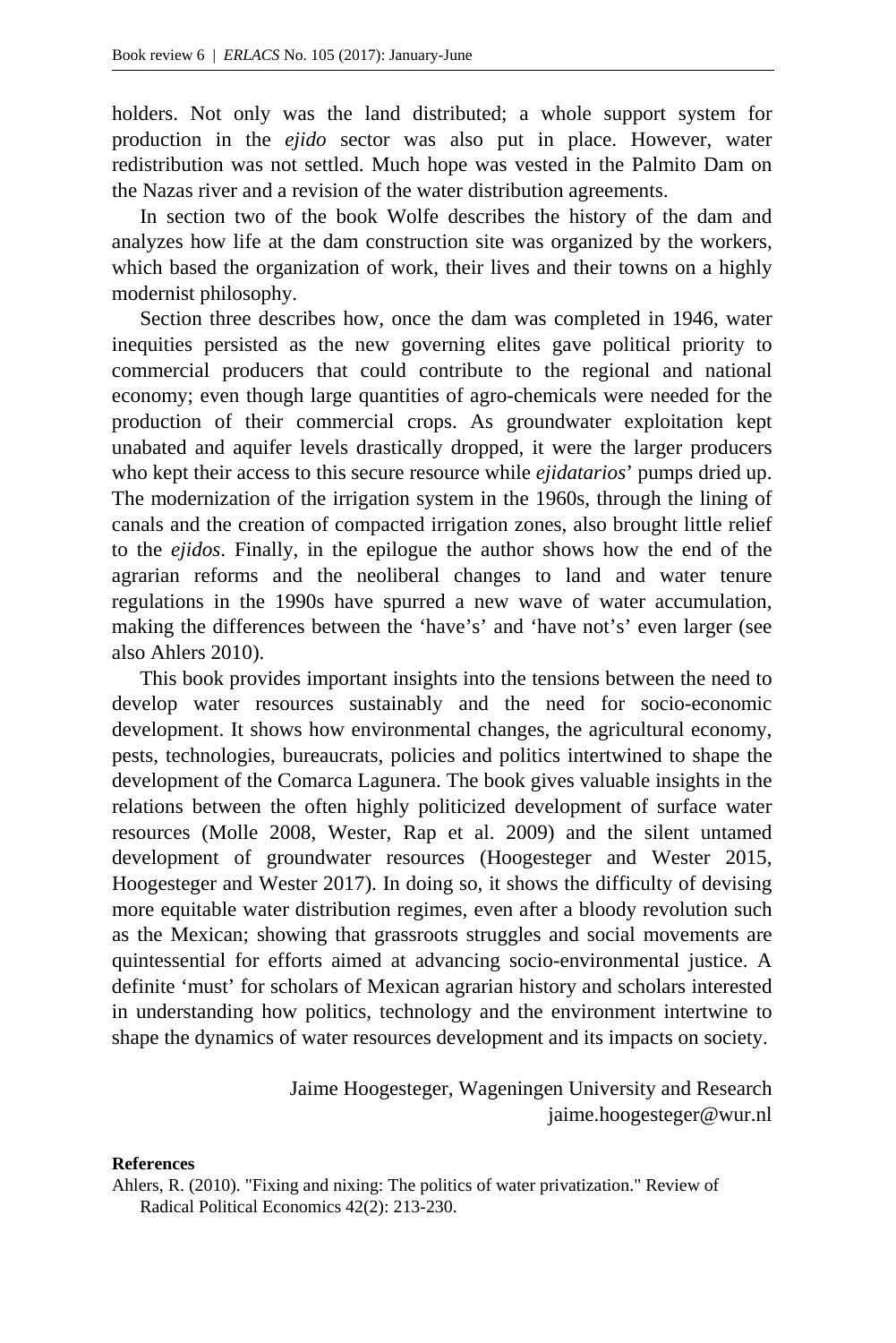holders. Not only was the land distributed; a whole support system for production in the *ejido* sector was also put in place. However, water redistribution was not settled. Much hope was vested in the Palmito Dam on the Nazas river and a revision of the water distribution agreements.

In section two of the book Wolfe describes the history of the dam and analyzes how life at the dam construction site was organized by the workers, which based the organization of work, their lives and their towns on a highly modernist philosophy.

Section three describes how, once the dam was completed in 1946, water inequities persisted as the new governing elites gave political priority to commercial producers that could contribute to the regional and national economy; even though large quantities of agro-chemicals were needed for the production of their commercial crops. As groundwater exploitation kept unabated and aquifer levels drastically dropped, it were the larger producers who kept their access to this secure resource while *ejidatarios*' pumps dried up. The modernization of the irrigation system in the 1960s, through the lining of canals and the creation of compacted irrigation zones, also brought little relief to the *ejidos*. Finally, in the epilogue the author shows how the end of the agrarian reforms and the neoliberal changes to land and water tenure regulations in the 1990s have spurred a new wave of water accumulation, making the differences between the 'have's' and 'have not's' even larger (see also Ahlers 2010).

This book provides important insights into the tensions between the need to develop water resources sustainably and the need for socio-economic development. It shows how environmental changes, the agricultural economy, pests, technologies, bureaucrats, policies and politics intertwined to shape the development of the Comarca Lagunera. The book gives valuable insights in the relations between the often highly politicized development of surface water resources (Molle 2008, Wester, Rap et al. 2009) and the silent untamed development of groundwater resources (Hoogesteger and Wester 2015, Hoogesteger and Wester 2017). In doing so, it shows the difficulty of devising more equitable water distribution regimes, even after a bloody revolution such as the Mexican; showing that grassroots struggles and social movements are quintessential for efforts aimed at advancing socio-environmental justice. A definite 'must' for scholars of Mexican agrarian history and scholars interested in understanding how politics, technology and the environment intertwine to shape the dynamics of water resources development and its impacts on society.

Jaime Hoogesteger, Wageningen University and Research
jaime.hoogesteger@wur.nl

**References**

Ahlers, R. (2010). "Fixing and nixing: The politics of water privatization." Review of Radical Political Economics 42(2): 213-230.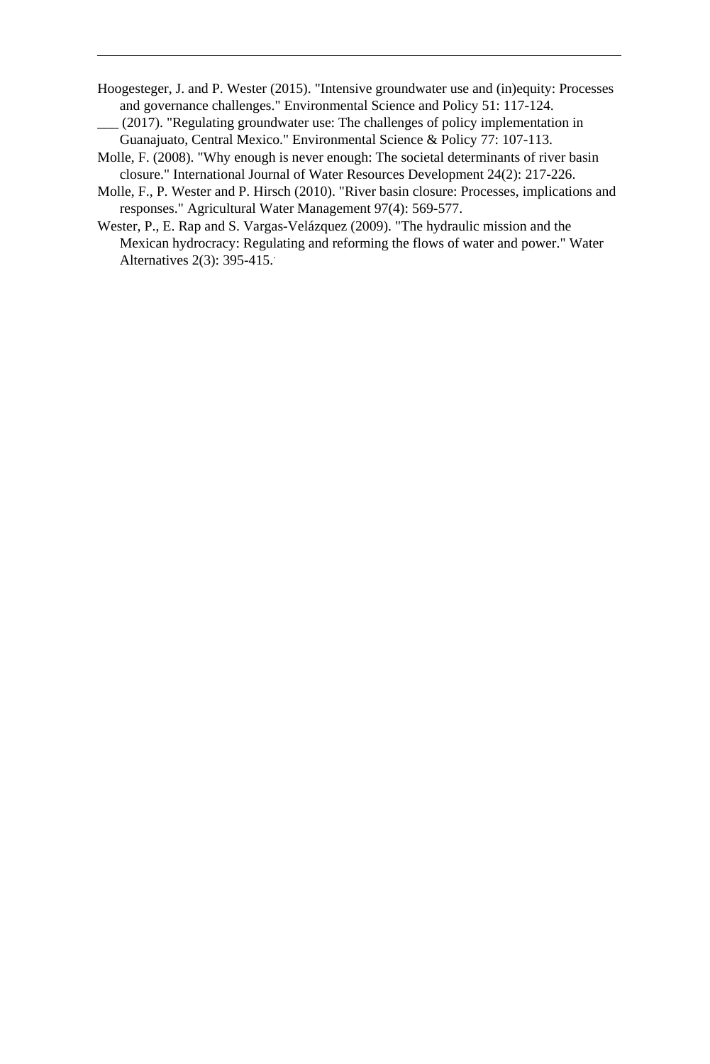Hoogesteger, J. and P. Wester (2015). "Intensive groundwater use and (in)equity: Processes and governance challenges." Environmental Science and Policy 51: 117-124.

___ (2017). "Regulating groundwater use: The challenges of policy implementation in Guanajuato, Central Mexico." Environmental Science & Policy 77: 107-113.

Molle, F. (2008). "Why enough is never enough: The societal determinants of river basin closure." International Journal of Water Resources Development 24(2): 217-226.

Molle, F., P. Wester and P. Hirsch (2010). "River basin closure: Processes, implications and responses." Agricultural Water Management 97(4): 569-577.

Wester, P., E. Rap and S. Vargas-Velázquez (2009). "The hydraulic mission and the Mexican hydrocracy: Regulating and reforming the flows of water and power." Water Alternatives 2(3): 395-415.